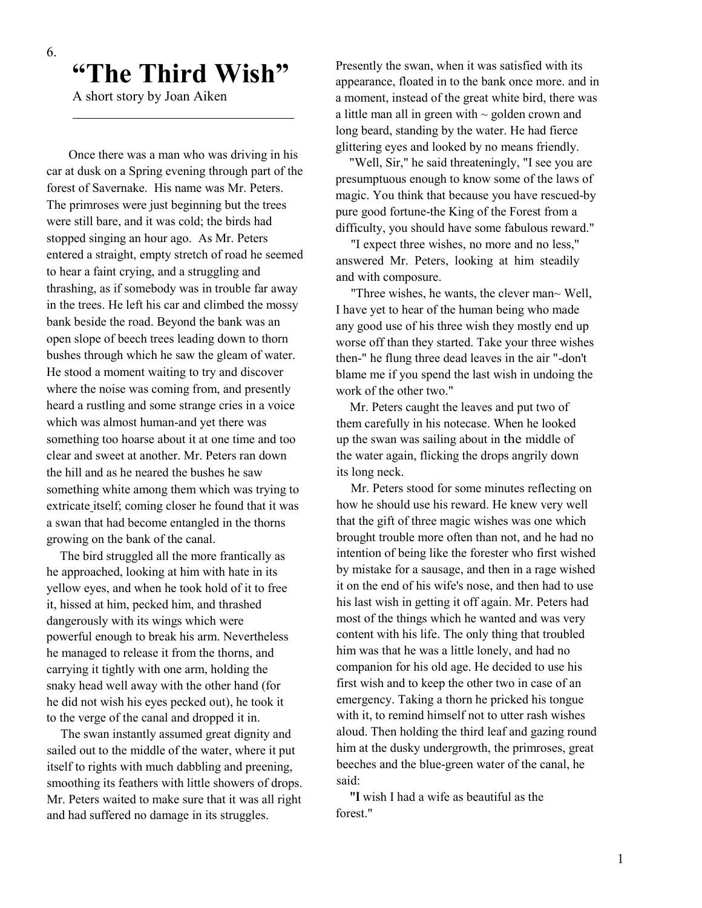6.

# "The Third Wish"

A short story by Joan Aiken

Once there was a man who was driving in his car at dusk on a Spring evening through part of the forest of Savernake. His name was Mr. Peters. The primroses were just beginning but the trees were still bare, and it was cold; the birds had stopped singing an hour ago. As Mr. Peters entered a straight, empty stretch of road he seemed to hear a faint crying, and a struggling and thrashing, as if somebody was in trouble far away in the trees. He left his car and climbed the mossy bank beside the road. Beyond the bank was an open slope of beech trees leading down to thorn bushes through which he saw the gleam of water. He stood a moment waiting to try and discover where the noise was coming from, and presently heard a rustling and some strange cries in a voice which was almost human-and yet there was something too hoarse about it at one time and too clear and sweet at another. Mr. Peters ran down the hill and as he neared the bushes he saw something white among them which was trying to extricate itself; coming closer he found that it was a swan that had become entangled in the thorns growing on the bank of the canal.

The bird struggled all the more frantically as he approached, looking at him with hate in its yellow eyes, and when he took hold of it to free it, hissed at him, pecked him, and thrashed dangerously with its wings which were powerful enough to break his arm. Nevertheless he managed to release it from the thorns, and carrying it tightly with one arm, holding the snaky head well away with the other hand (for he did not wish his eyes pecked out), he took it to the verge of the canal and dropped it in.

The swan instantly assumed great dignity and sailed out to the middle of the water, where it put itself to rights with much dabbling and preening, smoothing its feathers with little showers of drops. Mr. Peters waited to make sure that it was all right and had suffered no damage in its struggles.

Presently the swan, when it was satisfied with its appearance, floated in to the bank once more. and in a moment, instead of the great white bird, there was a little man all in green with ~ golden crown and long beard, standing by the water. He had fierce glittering eyes and looked by no means friendly.

"Well, Sir," he said threateningly, "I see you are presumptuous enough to know some of the laws of magic. You think that because you have rescued-by pure good fortune-the King of the Forest from a difficulty, you should have some fabulous reward."

"I expect three wishes, no more and no less," answered Mr. Peters, looking at him steadily and with composure.

"Three wishes, he wants, the clever man~ Well, I have yet to hear of the human being who made any good use of his three wish they mostly end up worse off than they started. Take your three wishes then-" he flung three dead leaves in the air "-don't blame me if you spend the last wish in undoing the work of the other two."

Mr. Peters caught the leaves and put two of them carefully in his notecase. When he looked up the swan was sailing about in the middle of the water again, flicking the drops angrily down its long neck.

Mr. Peters stood for some minutes reflecting on how he should use his reward. He knew very well that the gift of three magic wishes was one which brought trouble more often than not, and he had no intention of being like the forester who first wished by mistake for a sausage, and then in a rage wished it on the end of his wife's nose, and then had to use his last wish in getting it off again. Mr. Peters had most of the things which he wanted and was very content with his life. The only thing that troubled him was that he was a little lonely, and had no companion for his old age. He decided to use his first wish and to keep the other two in case of an emergency. Taking a thorn he pricked his tongue with it, to remind himself not to utter rash wishes aloud. Then holding the third leaf and gazing round him at the dusky undergrowth, the primroses, great beeches and the blue-green water of the canal, he said:

"**I** wish I had a wife as beautiful as the forest."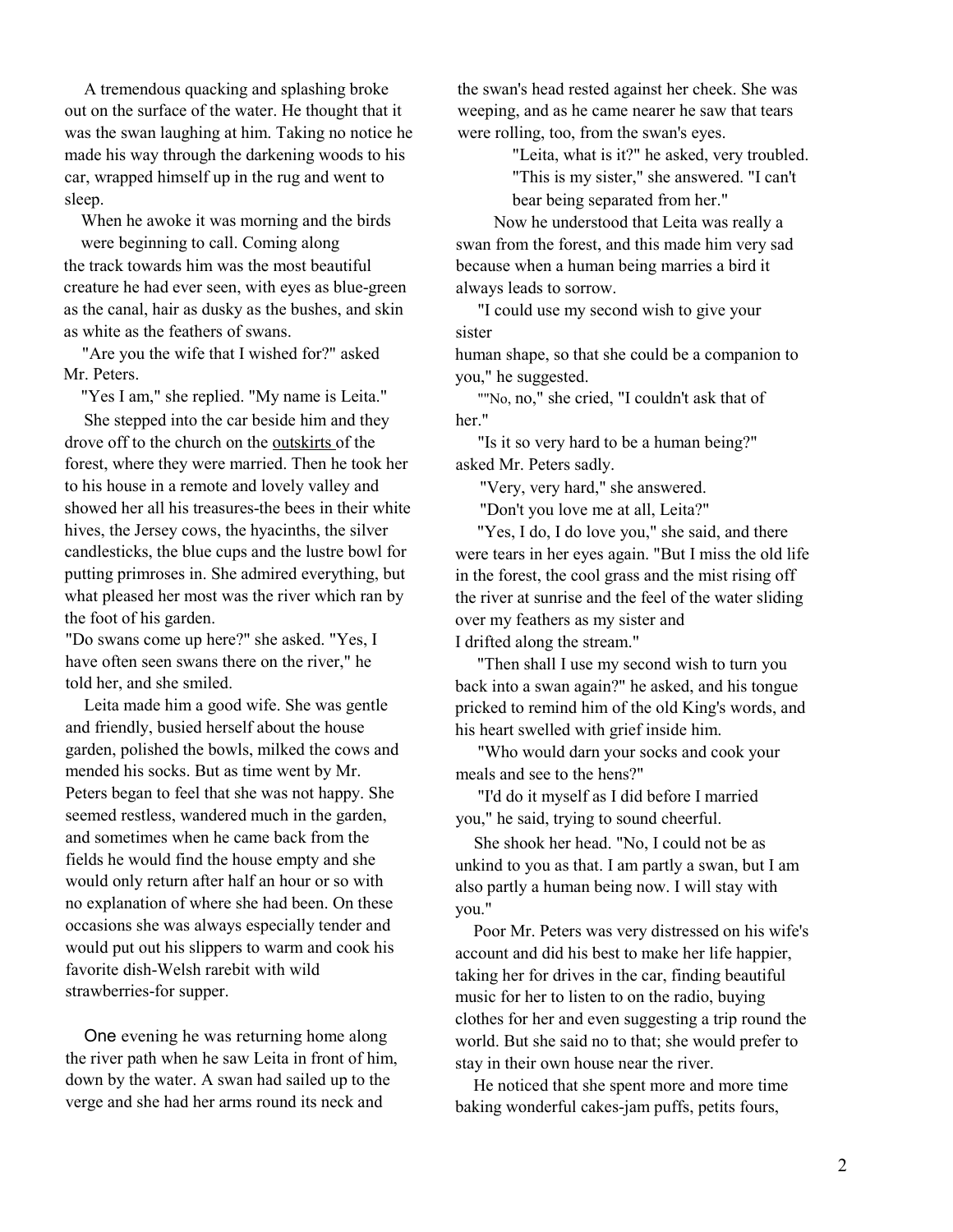A tremendous quacking and splashing broke out on the surface of the water. He thought that it was the swan laughing at him. Taking no notice he made his way through the darkening woods to his car, wrapped himself up in the rug and went to sleep.

When he awoke it was morning and the birds were beginning to call. Coming along the track towards him was the most beautiful creature he had ever seen, with eyes as blue-green as the canal, hair as dusky as the bushes, and skin as white as the feathers of swans.

"Are you the wife that I wished for?" asked Mr. Peters.

"Yes I am," she replied. "My name is Leita."

She stepped into the car beside him and they drove off to the church on the outskirts of the forest, where they were married. Then he took her to his house in a remote and lovely valley and showed her all his treasures-the bees in their white hives, the Jersey cows, the hyacinths, the silver candlesticks, the blue cups and the lustre bowl for putting primroses in. She admired everything, but what pleased her most was the river which ran by the foot of his garden.

"Do swans come up here?" she asked. "Yes, I have often seen swans there on the river," he told her, and she smiled.

Leita made him a good wife. She was gentle and friendly, busied herself about the house garden, polished the bowls, milked the cows and mended his socks. But as time went by Mr. Peters began to feel that she was not happy. She seemed restless, wandered much in the garden, and sometimes when he came back from the fields he would find the house empty and she would only return after half an hour or so with no explanation of where she had been. On these occasions she was always especially tender and would put out his slippers to warm and cook his favorite dish-Welsh rarebit with wild strawberries-for supper.

One evening he was returning home along the river path when he saw Leita in front of him, down by the water. A swan had sailed up to the verge and she had her arms round its neck and the swan's head rested against her cheek. She was weeping, and as he came nearer he saw that tears were rolling, too, from the swan's eyes.

"Leita, what is it?" he asked, very troubled.

"This is my sister," she answered. "I can't bear being separated from her."

Now he understood that Leita was really a swan from the forest, and this made him very sad because when a human being marries a bird it always leads to sorrow.

"I could use my second wish to give your sister human shape, so that she could be a companion to you," he suggested.

""No, no," she cried, "I couldn't ask that of her."

"Is it so very hard to be a human being?" asked Mr. Peters sadly.

"Very, very hard," she answered.

"Don't you love me at all, Leita?"

"Yes, I do, I do love you," she said, and there were tears in her eyes again. "But I miss the old life in the forest, the cool grass and the mist rising off the river at sunrise and the feel of the water sliding over my feathers as my sister and I drifted along the stream."

"Then shall I use my second wish to turn you back into a swan again?" he asked, and his tongue pricked to remind him of the old King's words, and his heart swelled with grief inside him.

"Who would darn your socks and cook your meals and see to the hens?"

"I'd do it myself as I did before I married you," he said, trying to sound cheerful.

She shook her head. "No, I could not be as unkind to you as that. I am partly a swan, but I am also partly a human being now. I will stay with you."

Poor Mr. Peters was very distressed on his wife's account and did his best to make her life happier, taking her for drives in the car, finding beautiful music for her to listen to on the radio, buying clothes for her and even suggesting a trip round the world. But she said no to that; she would prefer to stay in their own house near the river.

He noticed that she spent more and more time baking wonderful cakes-jam puffs, petits fours,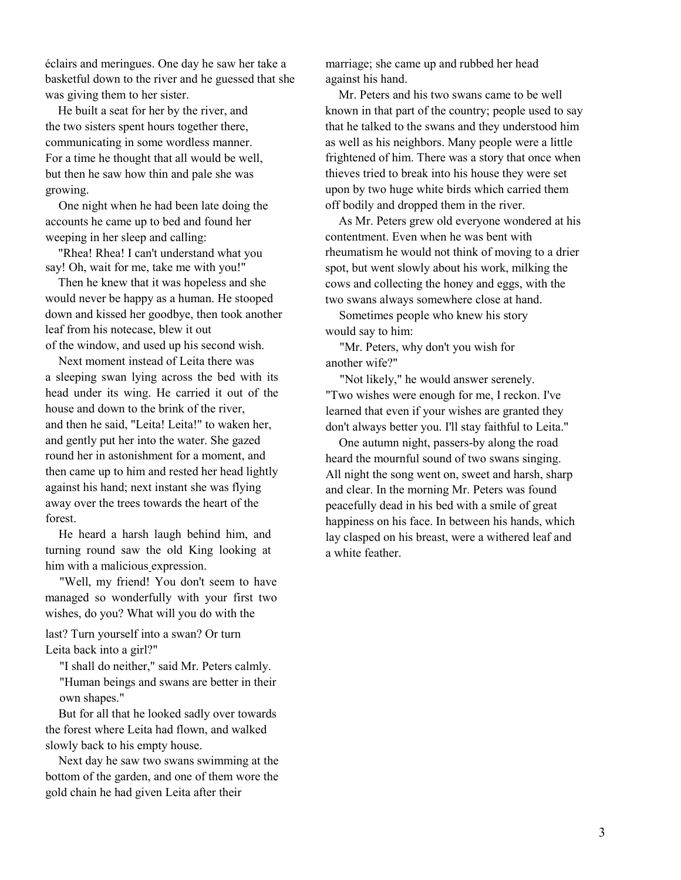éclairs and meringues. One day he saw her take a basketful down to the river and he guessed that she was giving them to her sister.

He built a seat for her by the river, and the two sisters spent hours together there, communicating in some wordless manner. For a time he thought that all would be well, but then he saw how thin and pale she was growing.

One night when he had been late doing the accounts he came up to bed and found her weeping in her sleep and calling:

"Rhea! Rhea! I can't understand what you say! Oh, wait for me, take me with you!"

Then he knew that it was hopeless and she would never be happy as a human. He stooped down and kissed her goodbye, then took another leaf from his notecase, blew it out of the window, and used up his second wish.

Next moment instead of Leita there was a sleeping swan lying across the bed with its head under its wing. He carried it out of the house and down to the brink of the river, and then he said, "Leita! Leita!" to waken her, and gently put her into the water. She gazed round her in astonishment for a moment, and then came up to him and rested her head lightly against his hand; next instant she was flying away over the trees towards the heart of the forest.

He heard a harsh laugh behind him, and turning round saw the old King looking at him with a malicious expression.

"Well, my friend! You don't seem to have managed so wonderfully with your first two wishes, do you? What will you do with the last? Turn yourself into a swan? Or turn Leita back into a girl?"

"I shall do neither," said Mr. Peters calmly. "Human beings and swans are better in their own shapes."

But for all that he looked sadly over towards the forest where Leita had flown, and walked slowly back to his empty house.

Next day he saw two swans swimming at the bottom of the garden, and one of them wore the gold chain he had given Leita after their marriage; she came up and rubbed her head against his hand.

Mr. Peters and his two swans came to be well known in that part of the country; people used to say that he talked to the swans and they understood him as well as his neighbors. Many people were a little frightened of him. There was a story that once when thieves tried to break into his house they were set upon by two huge white birds which carried them off bodily and dropped them in the river.

As Mr. Peters grew old everyone wondered at his contentment. Even when he was bent with rheumatism he would not think of moving to a drier spot, but went slowly about his work, milking the cows and collecting the honey and eggs, with the two swans always somewhere close at hand.

Sometimes people who knew his story would say to him:

"Mr. Peters, why don't you wish for another wife?"

"Not likely," he would answer serenely. "Two wishes were enough for me, I reckon. I've learned that even if your wishes are granted they don't always better you. I'll stay faithful to Leita."

One autumn night, passers-by along the road heard the mournful sound of two swans singing. All night the song went on, sweet and harsh, sharp and clear. In the morning Mr. Peters was found peacefully dead in his bed with a smile of great happiness on his face. In between his hands, which lay clasped on his breast, were a withered leaf and a white feather.